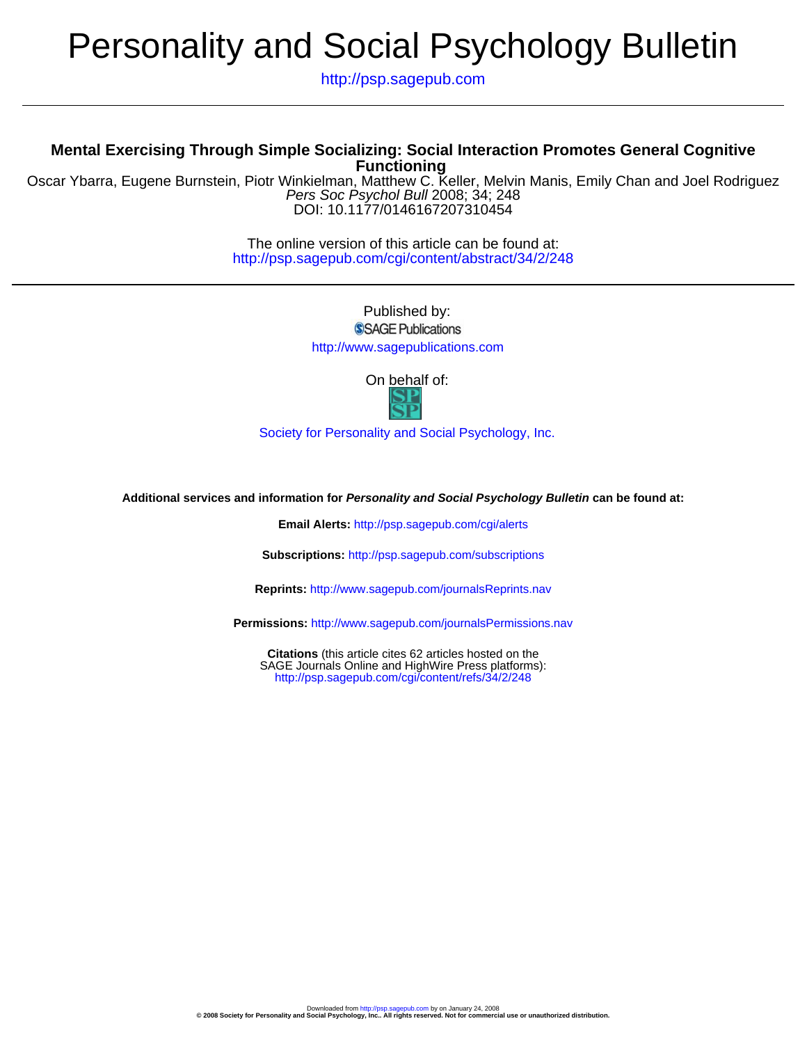# Personality and Social Psychology Bulletin

http://psp.sagepub.com

## Mental Exercising Through Simple Socializing: Social Interaction Promotes General Cognitive Functioning

Oscar Ybarra, Eugene Burnstein, Piotr Winkielman, Matthew C. Keller, Melvin Manis, Emily Chan and Joel Rodriguez
*Pers Soc Psychol Bull* 2008; 34; 248
DOI: 10.1177/0146167207310454

The online version of this article can be found at:
http://psp.sagepub.com/cgi/content/abstract/34/2/248

Published by:
SAGE Publications
http://www.sagepublications.com

On behalf of:

Society for Personality and Social Psychology, Inc.

**Additional services and information for *Personality and Social Psychology Bulletin* can be found at:**

**Email Alerts:** http://psp.sagepub.com/cgi/alerts

**Subscriptions:** http://psp.sagepub.com/subscriptions

**Reprints:** http://www.sagepub.com/journalsReprints.nav

**Permissions:** http://www.sagepub.com/journalsPermissions.nav

**Citations** (this article cites 62 articles hosted on the SAGE Journals Online and HighWire Press platforms):
http://psp.sagepub.com/cgi/content/refs/34/2/248

Downloaded from http://psp.sagepub.com by on January 24, 2008
**© 2008 Society for Personality and Social Psychology, Inc.. All rights reserved. Not for commercial use or unauthorized distribution.**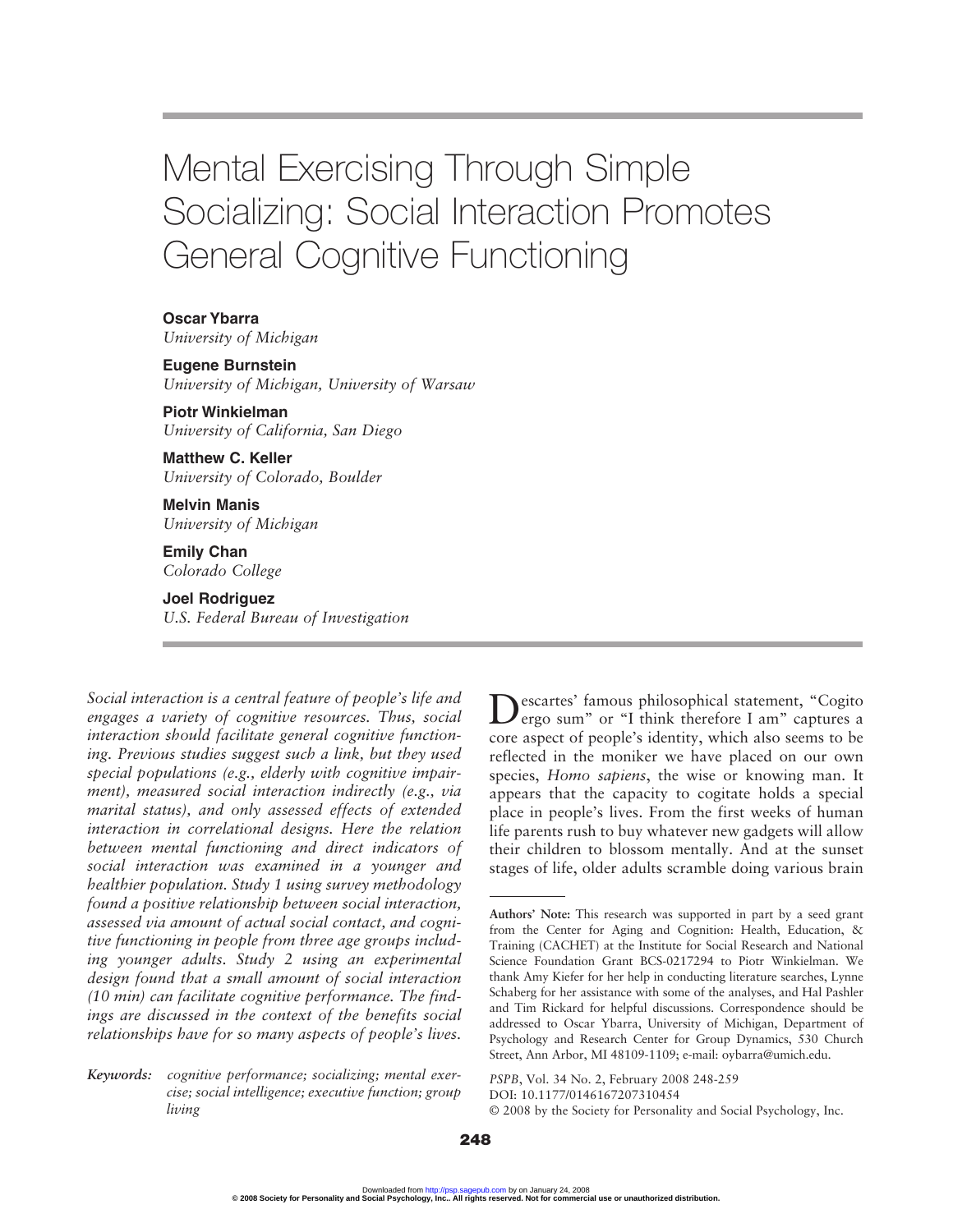# Mental Exercising Through Simple Socializing: Social Interaction Promotes General Cognitive Functioning

**Oscar Ybarra**
*University of Michigan*

**Eugene Burnstein**
*University of Michigan, University of Warsaw*

**Piotr Winkielman**
*University of California, San Diego*

**Matthew C. Keller**
*University of Colorado, Boulder*

**Melvin Manis**
*University of Michigan*

**Emily Chan**
*Colorado College*

**Joel Rodriguez**
*U.S. Federal Bureau of Investigation*

*Social interaction is a central feature of people's life and engages a variety of cognitive resources. Thus, social interaction should facilitate general cognitive functioning. Previous studies suggest such a link, but they used special populations (e.g., elderly with cognitive impairment), measured social interaction indirectly (e.g., via marital status), and only assessed effects of extended interaction in correlational designs. Here the relation between mental functioning and direct indicators of social interaction was examined in a younger and healthier population. Study 1 using survey methodology found a positive relationship between social interaction, assessed via amount of actual social contact, and cognitive functioning in people from three age groups including younger adults. Study 2 using an experimental design found that a small amount of social interaction (10 min) can facilitate cognitive performance. The findings are discussed in the context of the benefits social relationships have for so many aspects of people's lives.*

**Keywords:** *cognitive performance; socializing; mental exercise; social intelligence; executive function; group living*

Descartes' famous philosophical statement, "Cogito ergo sum" or "I think therefore I am" captures a core aspect of people's identity, which also seems to be reflected in the moniker we have placed on our own species, *Homo sapiens*, the wise or knowing man. It appears that the capacity to cogitate holds a special place in people's lives. From the first weeks of human life parents rush to buy whatever new gadgets will allow their children to blossom mentally. And at the sunset stages of life, older adults scramble doing various brain

---

**Authors' Note:** This research was supported in part by a seed grant from the Center for Aging and Cognition: Health, Education, & Training (CACHET) at the Institute for Social Research and National Science Foundation Grant BCS-0217294 to Piotr Winkielman. We thank Amy Kiefer for her help in conducting literature searches, Lynne Schaberg for her assistance with some of the analyses, and Hal Pashler and Tim Rickard for helpful discussions. Correspondence should be addressed to Oscar Ybarra, University of Michigan, Department of Psychology and Research Center for Group Dynamics, 530 Church Street, Ann Arbor, MI 48109-1109; e-mail: oybarra@umich.edu.

*PSPB*, Vol. 34 No. 2, February 2008 248-259
DOI: 10.1177/0146167207310454
© 2008 by the Society for Personality and Social Psychology, Inc.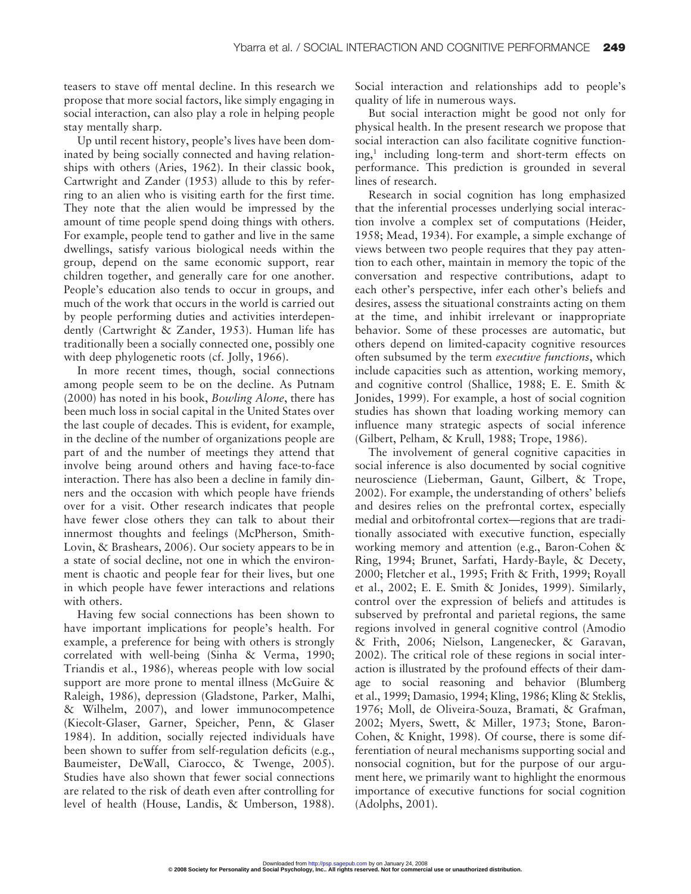teasers to stave off mental decline. In this research we propose that more social factors, like simply engaging in social interaction, can also play a role in helping people stay mentally sharp.

Up until recent history, people's lives have been dominated by being socially connected and having relationships with others (Aries, 1962). In their classic book, Cartwright and Zander (1953) allude to this by referring to an alien who is visiting earth for the first time. They note that the alien would be impressed by the amount of time people spend doing things with others. For example, people tend to gather and live in the same dwellings, satisfy various biological needs within the group, depend on the same economic support, rear children together, and generally care for one another. People's education also tends to occur in groups, and much of the work that occurs in the world is carried out by people performing duties and activities interdependently (Cartwright & Zander, 1953). Human life has traditionally been a socially connected one, possibly one with deep phylogenetic roots (cf. Jolly, 1966).

In more recent times, though, social connections among people seem to be on the decline. As Putnam (2000) has noted in his book, *Bowling Alone*, there has been much loss in social capital in the United States over the last couple of decades. This is evident, for example, in the decline of the number of organizations people are part of and the number of meetings they attend that involve being around others and having face-to-face interaction. There has also been a decline in family dinners and the occasion with which people have friends over for a visit. Other research indicates that people have fewer close others they can talk to about their innermost thoughts and feelings (McPherson, Smith-Lovin, & Brashears, 2006). Our society appears to be in a state of social decline, not one in which the environment is chaotic and people fear for their lives, but one in which people have fewer interactions and relations with others.

Having few social connections has been shown to have important implications for people's health. For example, a preference for being with others is strongly correlated with well-being (Sinha & Verma, 1990; Triandis et al., 1986), whereas people with low social support are more prone to mental illness (McGuire & Raleigh, 1986), depression (Gladstone, Parker, Malhi, & Wilhelm, 2007), and lower immunocompetence (Kiecolt-Glaser, Garner, Speicher, Penn, & Glaser 1984). In addition, socially rejected individuals have been shown to suffer from self-regulation deficits (e.g., Baumeister, DeWall, Ciarocco, & Twenge, 2005). Studies have also shown that fewer social connections are related to the risk of death even after controlling for level of health (House, Landis, & Umberson, 1988). Social interaction and relationships add to people's quality of life in numerous ways.

But social interaction might be good not only for physical health. In the present research we propose that social interaction can also facilitate cognitive functioning,[1] including long-term and short-term effects on performance. This prediction is grounded in several lines of research.

Research in social cognition has long emphasized that the inferential processes underlying social interaction involve a complex set of computations (Heider, 1958; Mead, 1934). For example, a simple exchange of views between two people requires that they pay attention to each other, maintain in memory the topic of the conversation and respective contributions, adapt to each other's perspective, infer each other's beliefs and desires, assess the situational constraints acting on them at the time, and inhibit irrelevant or inappropriate behavior. Some of these processes are automatic, but others depend on limited-capacity cognitive resources often subsumed by the term *executive functions*, which include capacities such as attention, working memory, and cognitive control (Shallice, 1988; E. E. Smith & Jonides, 1999). For example, a host of social cognition studies has shown that loading working memory can influence many strategic aspects of social inference (Gilbert, Pelham, & Krull, 1988; Trope, 1986).

The involvement of general cognitive capacities in social inference is also documented by social cognitive neuroscience (Lieberman, Gaunt, Gilbert, & Trope, 2002). For example, the understanding of others' beliefs and desires relies on the prefrontal cortex, especially medial and orbitofrontal cortex—regions that are traditionally associated with executive function, especially working memory and attention (e.g., Baron-Cohen & Ring, 1994; Brunet, Sarfati, Hardy-Bayle, & Decety, 2000; Fletcher et al., 1995; Frith & Frith, 1999; Royall et al., 2002; E. E. Smith & Jonides, 1999). Similarly, control over the expression of beliefs and attitudes is subserved by prefrontal and parietal regions, the same regions involved in general cognitive control (Amodio & Frith, 2006; Nielson, Langenecker, & Garavan, 2002). The critical role of these regions in social interaction is illustrated by the profound effects of their damage to social reasoning and behavior (Blumberg et al., 1999; Damasio, 1994; Kling, 1986; Kling & Steklis, 1976; Moll, de Oliveira-Souza, Bramati, & Grafman, 2002; Myers, Swett, & Miller, 1973; Stone, Baron-Cohen, & Knight, 1998). Of course, there is some differentiation of neural mechanisms supporting social and nonsocial cognition, but for the purpose of our argument here, we primarily want to highlight the enormous importance of executive functions for social cognition (Adolphs, 2001).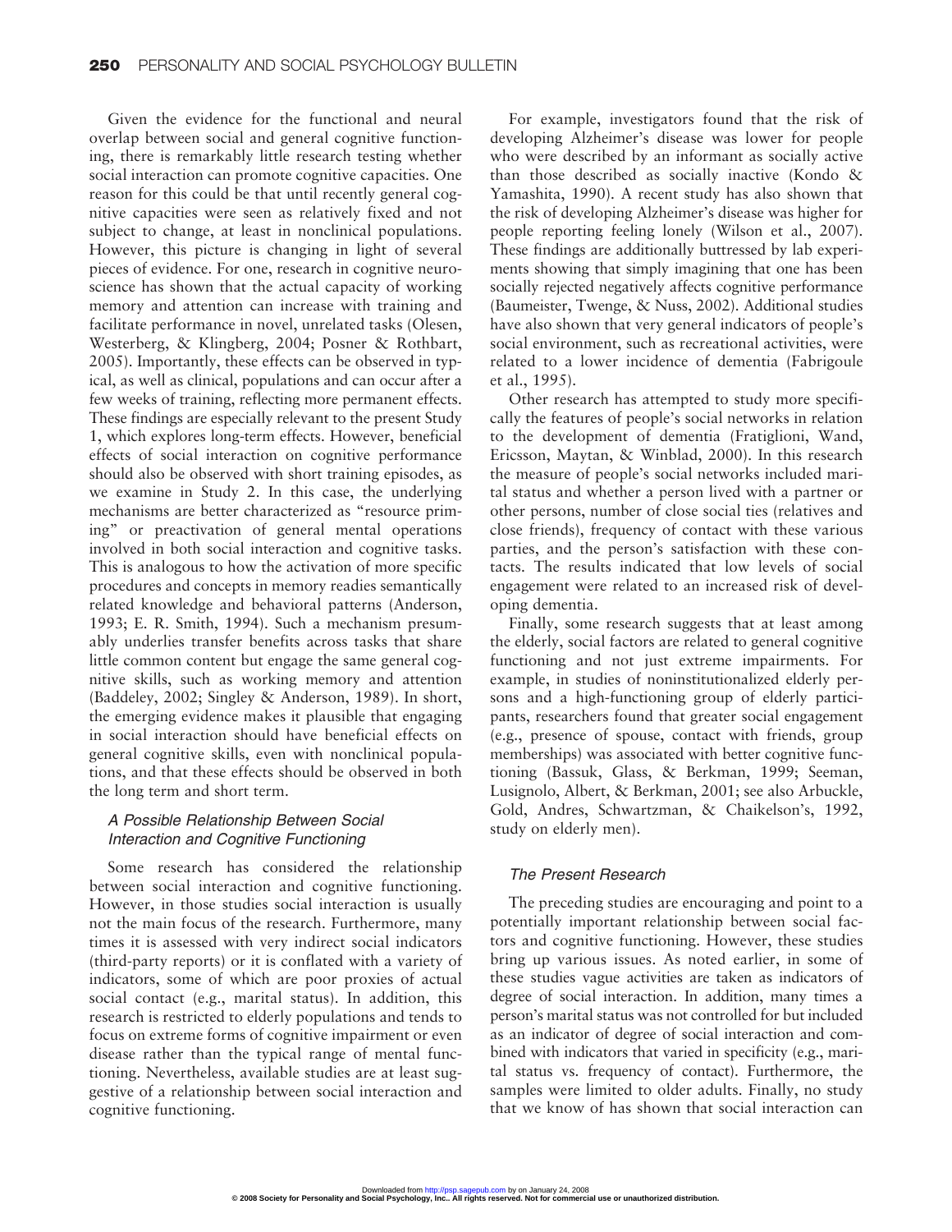Given the evidence for the functional and neural overlap between social and general cognitive functioning, there is remarkably little research testing whether social interaction can promote cognitive capacities. One reason for this could be that until recently general cognitive capacities were seen as relatively fixed and not subject to change, at least in nonclinical populations. However, this picture is changing in light of several pieces of evidence. For one, research in cognitive neuroscience has shown that the actual capacity of working memory and attention can increase with training and facilitate performance in novel, unrelated tasks (Olesen, Westerberg, & Klingberg, 2004; Posner & Rothbart, 2005). Importantly, these effects can be observed in typical, as well as clinical, populations and can occur after a few weeks of training, reflecting more permanent effects. These findings are especially relevant to the present Study 1, which explores long-term effects. However, beneficial effects of social interaction on cognitive performance should also be observed with short training episodes, as we examine in Study 2. In this case, the underlying mechanisms are better characterized as "resource priming" or preactivation of general mental operations involved in both social interaction and cognitive tasks. This is analogous to how the activation of more specific procedures and concepts in memory readies semantically related knowledge and behavioral patterns (Anderson, 1993; E. R. Smith, 1994). Such a mechanism presumably underlies transfer benefits across tasks that share little common content but engage the same general cognitive skills, such as working memory and attention (Baddeley, 2002; Singley & Anderson, 1989). In short, the emerging evidence makes it plausible that engaging in social interaction should have beneficial effects on general cognitive skills, even with nonclinical populations, and that these effects should be observed in both the long term and short term.

### *A Possible Relationship Between Social Interaction and Cognitive Functioning*

Some research has considered the relationship between social interaction and cognitive functioning. However, in those studies social interaction is usually not the main focus of the research. Furthermore, many times it is assessed with very indirect social indicators (third-party reports) or it is conflated with a variety of indicators, some of which are poor proxies of actual social contact (e.g., marital status). In addition, this research is restricted to elderly populations and tends to focus on extreme forms of cognitive impairment or even disease rather than the typical range of mental functioning. Nevertheless, available studies are at least suggestive of a relationship between social interaction and cognitive functioning.

For example, investigators found that the risk of developing Alzheimer's disease was lower for people who were described by an informant as socially active than those described as socially inactive (Kondo & Yamashita, 1990). A recent study has also shown that the risk of developing Alzheimer's disease was higher for people reporting feeling lonely (Wilson et al., 2007). These findings are additionally buttressed by lab experiments showing that simply imagining that one has been socially rejected negatively affects cognitive performance (Baumeister, Twenge, & Nuss, 2002). Additional studies have also shown that very general indicators of people's social environment, such as recreational activities, were related to a lower incidence of dementia (Fabrigoule et al., 1995).

Other research has attempted to study more specifically the features of people's social networks in relation to the development of dementia (Fratiglioni, Wand, Ericsson, Maytan, & Winblad, 2000). In this research the measure of people's social networks included marital status and whether a person lived with a partner or other persons, number of close social ties (relatives and close friends), frequency of contact with these various parties, and the person's satisfaction with these contacts. The results indicated that low levels of social engagement were related to an increased risk of developing dementia.

Finally, some research suggests that at least among the elderly, social factors are related to general cognitive functioning and not just extreme impairments. For example, in studies of noninstitutionalized elderly persons and a high-functioning group of elderly participants, researchers found that greater social engagement (e.g., presence of spouse, contact with friends, group memberships) was associated with better cognitive functioning (Bassuk, Glass, & Berkman, 1999; Seeman, Lusignolo, Albert, & Berkman, 2001; see also Arbuckle, Gold, Andres, Schwartzman, & Chaikelson's, 1992, study on elderly men).

### *The Present Research*

The preceding studies are encouraging and point to a potentially important relationship between social factors and cognitive functioning. However, these studies bring up various issues. As noted earlier, in some of these studies vague activities are taken as indicators of degree of social interaction. In addition, many times a person's marital status was not controlled for but included as an indicator of degree of social interaction and combined with indicators that varied in specificity (e.g., marital status vs. frequency of contact). Furthermore, the samples were limited to older adults. Finally, no study that we know of has shown that social interaction can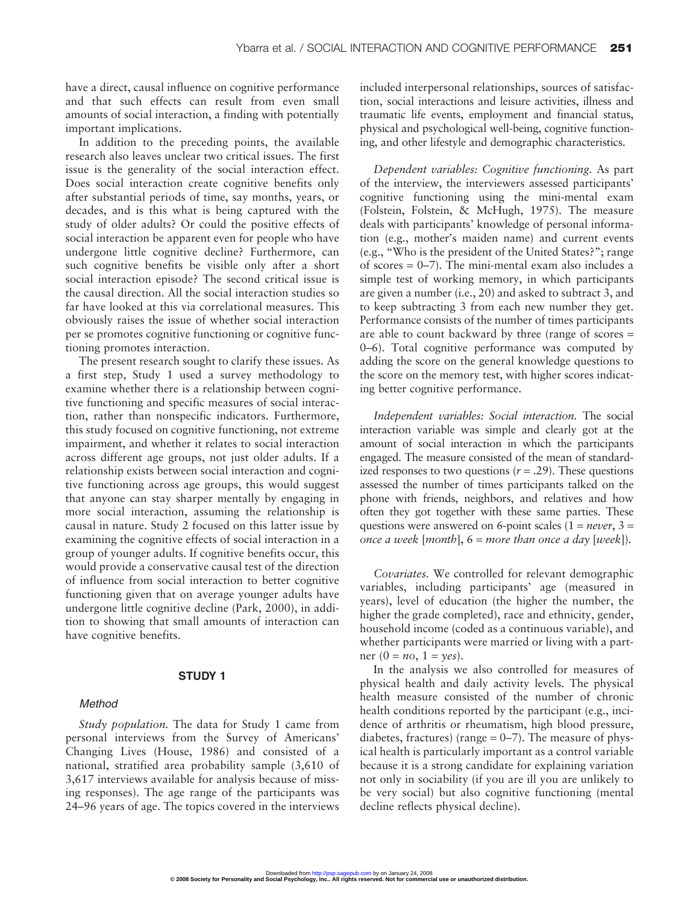have a direct, causal influence on cognitive performance and that such effects can result from even small amounts of social interaction, a finding with potentially important implications.

In addition to the preceding points, the available research also leaves unclear two critical issues. The first issue is the generality of the social interaction effect. Does social interaction create cognitive benefits only after substantial periods of time, say months, years, or decades, and is this what is being captured with the study of older adults? Or could the positive effects of social interaction be apparent even for people who have undergone little cognitive decline? Furthermore, can such cognitive benefits be visible only after a short social interaction episode? The second critical issue is the causal direction. All the social interaction studies so far have looked at this via correlational measures. This obviously raises the issue of whether social interaction per se promotes cognitive functioning or cognitive functioning promotes interaction.

The present research sought to clarify these issues. As a first step, Study 1 used a survey methodology to examine whether there is a relationship between cognitive functioning and specific measures of social interaction, rather than nonspecific indicators. Furthermore, this study focused on cognitive functioning, not extreme impairment, and whether it relates to social interaction across different age groups, not just older adults. If a relationship exists between social interaction and cognitive functioning across age groups, this would suggest that anyone can stay sharper mentally by engaging in more social interaction, assuming the relationship is causal in nature. Study 2 focused on this latter issue by examining the cognitive effects of social interaction in a group of younger adults. If cognitive benefits occur, this would provide a conservative causal test of the direction of influence from social interaction to better cognitive functioning given that on average younger adults have undergone little cognitive decline (Park, 2000), in addition to showing that small amounts of interaction can have cognitive benefits.

## STUDY 1

### *Method*

*Study population.* The data for Study 1 came from personal interviews from the Survey of Americans' Changing Lives (House, 1986) and consisted of a national, stratified area probability sample (3,610 of 3,617 interviews available for analysis because of missing responses). The age range of the participants was 24–96 years of age. The topics covered in the interviews included interpersonal relationships, sources of satisfaction, social interactions and leisure activities, illness and traumatic life events, employment and financial status, physical and psychological well-being, cognitive functioning, and other lifestyle and demographic characteristics.

*Dependent variables: Cognitive functioning.* As part of the interview, the interviewers assessed participants' cognitive functioning using the mini-mental exam (Folstein, Folstein, & McHugh, 1975). The measure deals with participants' knowledge of personal information (e.g., mother's maiden name) and current events (e.g., "Who is the president of the United States?"; range of scores = 0–7). The mini-mental exam also includes a simple test of working memory, in which participants are given a number (i.e., 20) and asked to subtract 3, and to keep subtracting 3 from each new number they get. Performance consists of the number of times participants are able to count backward by three (range of scores = 0–6). Total cognitive performance was computed by adding the score on the general knowledge questions to the score on the memory test, with higher scores indicating better cognitive performance.

*Independent variables: Social interaction.* The social interaction variable was simple and clearly got at the amount of social interaction in which the participants engaged. The measure consisted of the mean of standardized responses to two questions ($r = .29$). These questions assessed the number of times participants talked on the phone with friends, neighbors, and relatives and how often they got together with these same parties. These questions were answered on 6-point scales (1 = *never*, 3 = *once a week* [*month*], 6 = *more than once a day* [*week*]).

*Covariates.* We controlled for relevant demographic variables, including participants' age (measured in years), level of education (the higher the number, the higher the grade completed), race and ethnicity, gender, household income (coded as a continuous variable), and whether participants were married or living with a partner (0 = *no*, 1 = *yes*).

In the analysis we also controlled for measures of physical health and daily activity levels. The physical health measure consisted of the number of chronic health conditions reported by the participant (e.g., incidence of arthritis or rheumatism, high blood pressure, diabetes, fractures) (range = 0–7). The measure of physical health is particularly important as a control variable because it is a strong candidate for explaining variation not only in sociability (if you are ill you are unlikely to be very social) but also cognitive functioning (mental decline reflects physical decline).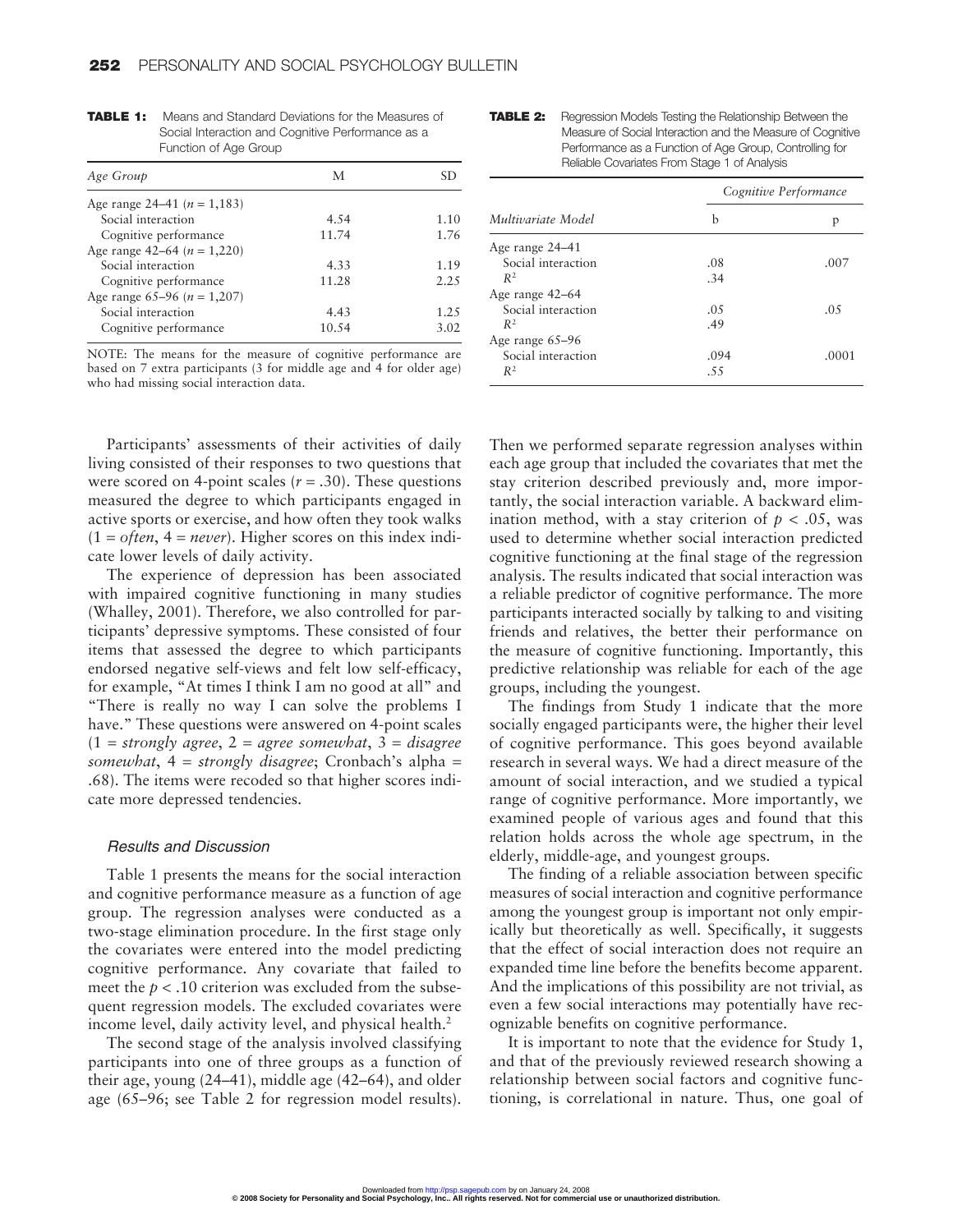**TABLE 1:** Means and Standard Deviations for the Measures of Social Interaction and Cognitive Performance as a Function of Age Group

| *Age Group* | M | SD |
|---|---|---|
| Age range 24–41 (*n* = 1,183) | | |
| Social interaction | 4.54 | 1.10 |
| Cognitive performance | 11.74 | 1.76 |
| Age range 42–64 (*n* = 1,220) | | |
| Social interaction | 4.33 | 1.19 |
| Cognitive performance | 11.28 | 2.25 |
| Age range 65–96 (*n* = 1,207) | | |
| Social interaction | 4.43 | 1.25 |
| Cognitive performance | 10.54 | 3.02 |

NOTE: The means for the measure of cognitive performance are based on 7 extra participants (3 for middle age and 4 for older age) who had missing social interaction data.

**TABLE 2:** Regression Models Testing the Relationship Between the Measure of Social Interaction and the Measure of Cognitive Performance as a Function of Age Group, Controlling for Reliable Covariates From Stage 1 of Analysis

| | *Cognitive Performance* | |
|---|---|---|
| *Multivariate Model* | b | p |
| Age range 24–41 | | |
| Social interaction | .08 | .007 |
| $R^2$ | .34 | |
| Age range 42–64 | | |
| Social interaction | .05 | .05 |
| $R^2$ | .49 | |
| Age range 65–96 | | |
| Social interaction | .094 | .0001 |
| $R^2$ | .55 | |

Participants' assessments of their activities of daily living consisted of their responses to two questions that were scored on 4-point scales ($r = .30$). These questions measured the degree to which participants engaged in active sports or exercise, and how often they took walks (1 = *often*, 4 = *never*). Higher scores on this index indicate lower levels of daily activity.

The experience of depression has been associated with impaired cognitive functioning in many studies (Whalley, 2001). Therefore, we also controlled for participants' depressive symptoms. These consisted of four items that assessed the degree to which participants endorsed negative self-views and felt low self-efficacy, for example, "At times I think I am no good at all" and "There is really no way I can solve the problems I have." These questions were answered on 4-point scales (1 = *strongly agree*, 2 = *agree somewhat*, 3 = *disagree somewhat*, 4 = *strongly disagree*; Cronbach's alpha = .68). The items were recoded so that higher scores indicate more depressed tendencies.

### Results and Discussion

Table 1 presents the means for the social interaction and cognitive performance measure as a function of age group. The regression analyses were conducted as a two-stage elimination procedure. In the first stage only the covariates were entered into the model predicting cognitive performance. Any covariate that failed to meet the $p < .10$ criterion was excluded from the subsequent regression models. The excluded covariates were income level, daily activity level, and physical health.[2]

The second stage of the analysis involved classifying participants into one of three groups as a function of their age, young (24–41), middle age (42–64), and older age (65–96; see Table 2 for regression model results). Then we performed separate regression analyses within each age group that included the covariates that met the stay criterion described previously and, more importantly, the social interaction variable. A backward elimination method, with a stay criterion of $p < .05$, was used to determine whether social interaction predicted cognitive functioning at the final stage of the regression analysis. The results indicated that social interaction was a reliable predictor of cognitive performance. The more participants interacted socially by talking to and visiting friends and relatives, the better their performance on the measure of cognitive functioning. Importantly, this predictive relationship was reliable for each of the age groups, including the youngest.

The findings from Study 1 indicate that the more socially engaged participants were, the higher their level of cognitive performance. This goes beyond available research in several ways. We had a direct measure of the amount of social interaction, and we studied a typical range of cognitive performance. More importantly, we examined people of various ages and found that this relation holds across the whole age spectrum, in the elderly, middle-age, and youngest groups.

The finding of a reliable association between specific measures of social interaction and cognitive performance among the youngest group is important not only empirically but theoretically as well. Specifically, it suggests that the effect of social interaction does not require an expanded time line before the benefits become apparent. And the implications of this possibility are not trivial, as even a few social interactions may potentially have recognizable benefits on cognitive performance.

It is important to note that the evidence for Study 1, and that of the previously reviewed research showing a relationship between social factors and cognitive functioning, is correlational in nature. Thus, one goal of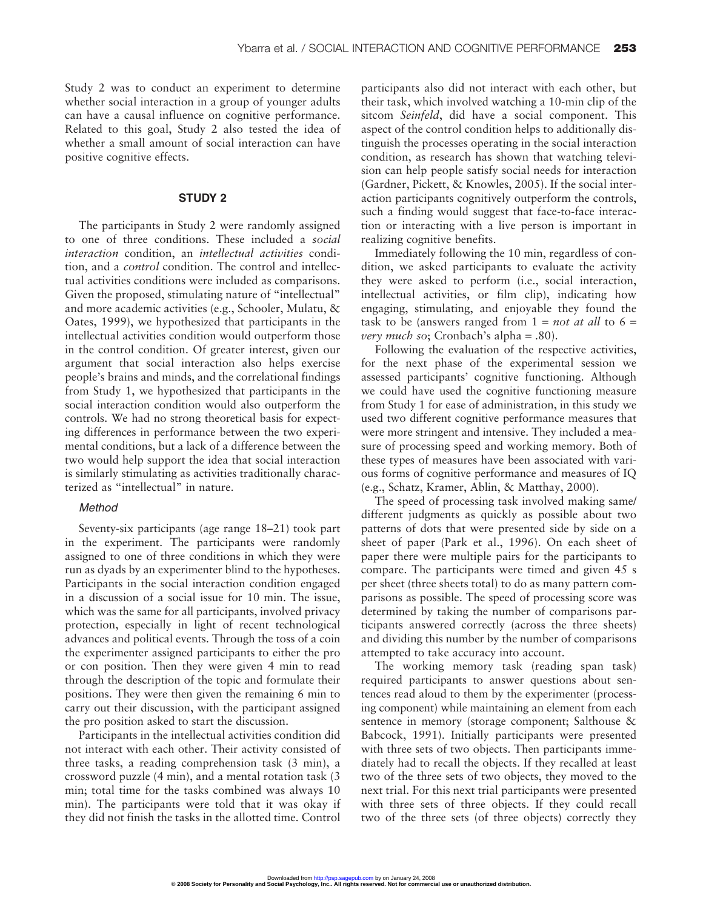Study 2 was to conduct an experiment to determine whether social interaction in a group of younger adults can have a causal influence on cognitive performance. Related to this goal, Study 2 also tested the idea of whether a small amount of social interaction can have positive cognitive effects.

## STUDY 2

The participants in Study 2 were randomly assigned to one of three conditions. These included a *social interaction* condition, an *intellectual activities* condition, and a *control* condition. The control and intellectual activities conditions were included as comparisons. Given the proposed, stimulating nature of "intellectual" and more academic activities (e.g., Schooler, Mulatu, & Oates, 1999), we hypothesized that participants in the intellectual activities condition would outperform those in the control condition. Of greater interest, given our argument that social interaction also helps exercise people's brains and minds, and the correlational findings from Study 1, we hypothesized that participants in the social interaction condition would also outperform the controls. We had no strong theoretical basis for expecting differences in performance between the two experimental conditions, but a lack of a difference between the two would help support the idea that social interaction is similarly stimulating as activities traditionally characterized as "intellectual" in nature.

### *Method*

Seventy-six participants (age range 18–21) took part in the experiment. The participants were randomly assigned to one of three conditions in which they were run as dyads by an experimenter blind to the hypotheses. Participants in the social interaction condition engaged in a discussion of a social issue for 10 min. The issue, which was the same for all participants, involved privacy protection, especially in light of recent technological advances and political events. Through the toss of a coin the experimenter assigned participants to either the pro or con position. Then they were given 4 min to read through the description of the topic and formulate their positions. They were then given the remaining 6 min to carry out their discussion, with the participant assigned the pro position asked to start the discussion.

Participants in the intellectual activities condition did not interact with each other. Their activity consisted of three tasks, a reading comprehension task (3 min), a crossword puzzle (4 min), and a mental rotation task (3 min; total time for the tasks combined was always 10 min). The participants were told that it was okay if they did not finish the tasks in the allotted time. Control participants also did not interact with each other, but their task, which involved watching a 10-min clip of the sitcom *Seinfeld*, did have a social component. This aspect of the control condition helps to additionally distinguish the processes operating in the social interaction condition, as research has shown that watching television can help people satisfy social needs for interaction (Gardner, Pickett, & Knowles, 2005). If the social interaction participants cognitively outperform the controls, such a finding would suggest that face-to-face interaction or interacting with a live person is important in realizing cognitive benefits.

Immediately following the 10 min, regardless of condition, we asked participants to evaluate the activity they were asked to perform (i.e., social interaction, intellectual activities, or film clip), indicating how engaging, stimulating, and enjoyable they found the task to be (answers ranged from 1 = *not at all* to 6 = *very much so*; Cronbach's alpha = .80).

Following the evaluation of the respective activities, for the next phase of the experimental session we assessed participants' cognitive functioning. Although we could have used the cognitive functioning measure from Study 1 for ease of administration, in this study we used two different cognitive performance measures that were more stringent and intensive. They included a measure of processing speed and working memory. Both of these types of measures have been associated with various forms of cognitive performance and measures of IQ (e.g., Schatz, Kramer, Ablin, & Matthay, 2000).

The speed of processing task involved making same/different judgments as quickly as possible about two patterns of dots that were presented side by side on a sheet of paper (Park et al., 1996). On each sheet of paper there were multiple pairs for the participants to compare. The participants were timed and given 45 s per sheet (three sheets total) to do as many pattern comparisons as possible. The speed of processing score was determined by taking the number of comparisons participants answered correctly (across the three sheets) and dividing this number by the number of comparisons attempted to take accuracy into account.

The working memory task (reading span task) required participants to answer questions about sentences read aloud to them by the experimenter (processing component) while maintaining an element from each sentence in memory (storage component; Salthouse & Babcock, 1991). Initially participants were presented with three sets of two objects. Then participants immediately had to recall the objects. If they recalled at least two of the three sets of two objects, they moved to the next trial. For this next trial participants were presented with three sets of three objects. If they could recall two of the three sets (of three objects) correctly they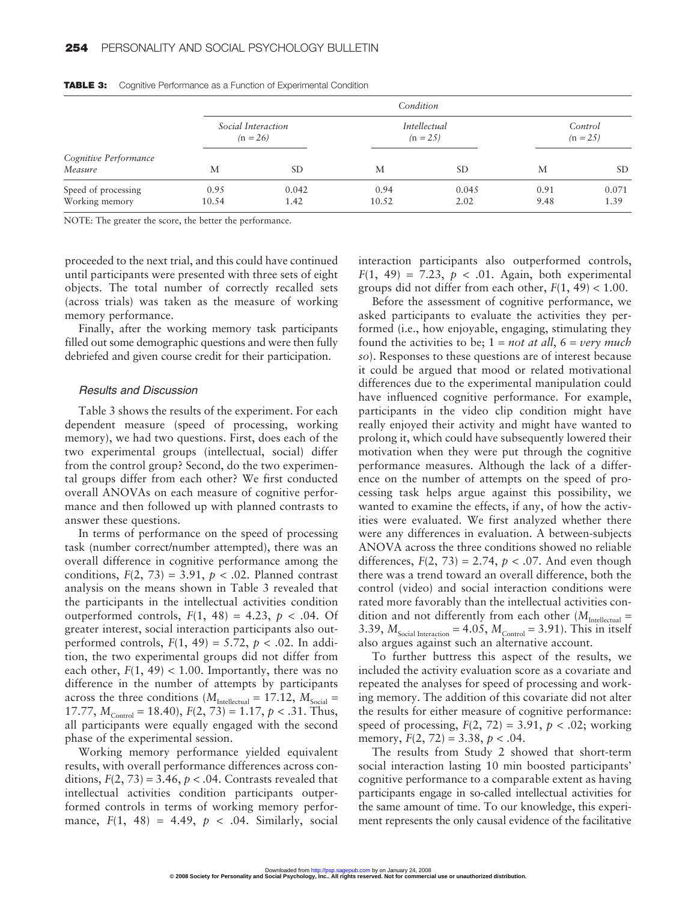**TABLE 3:** Cognitive Performance as a Function of Experimental Condition

| | *Condition* | | | | | |
|---|---|---|---|---|---|---|
| | *Social Interaction (n = 26)* | | *Intellectual (n = 25)* | | *Control (n = 25)* | |
| *Cognitive Performance Measure* | M | SD | M | SD | M | SD |
| Speed of processing | 0.95 | 0.042 | 0.94 | 0.045 | 0.91 | 0.071 |
| Working memory | 10.54 | 1.42 | 10.52 | 2.02 | 9.48 | 1.39 |

NOTE: The greater the score, the better the performance.

proceeded to the next trial, and this could have continued until participants were presented with three sets of eight objects. The total number of correctly recalled sets (across trials) was taken as the measure of working memory performance.

Finally, after the working memory task participants filled out some demographic questions and were then fully debriefed and given course credit for their participation.

### *Results and Discussion*

Table 3 shows the results of the experiment. For each dependent measure (speed of processing, working memory), we had two questions. First, does each of the two experimental groups (intellectual, social) differ from the control group? Second, do the two experimental groups differ from each other? We first conducted overall ANOVAs on each measure of cognitive performance and then followed up with planned contrasts to answer these questions.

In terms of performance on the speed of processing task (number correct/number attempted), there was an overall difference in cognitive performance among the conditions, $F(2, 73) = 3.91$, $p < .02$. Planned contrast analysis on the means shown in Table 3 revealed that the participants in the intellectual activities condition outperformed controls, $F(1, 48) = 4.23$, $p < .04$. Of greater interest, social interaction participants also outperformed controls, $F(1, 49) = 5.72$, $p < .02$. In addition, the two experimental groups did not differ from each other, $F(1, 49) < 1.00$. Importantly, there was no difference in the number of attempts by participants across the three conditions ($M_{\text{Intellectual}} = 17.12$, $M_{\text{Social}} = 17.77$, $M_{\text{Control}} = 18.40$), $F(2, 73) = 1.17$, $p < .31$. Thus, all participants were equally engaged with the second phase of the experimental session.

Working memory performance yielded equivalent results, with overall performance differences across conditions, $F(2, 73) = 3.46$, $p < .04$. Contrasts revealed that intellectual activities condition participants outperformed controls in terms of working memory performance, $F(1, 48) = 4.49$, $p < .04$. Similarly, social interaction participants also outperformed controls, $F(1, 49) = 7.23$, $p < .01$. Again, both experimental groups did not differ from each other, $F(1, 49) < 1.00$.

Before the assessment of cognitive performance, we asked participants to evaluate the activities they performed (i.e., how enjoyable, engaging, stimulating they found the activities to be; 1 = *not at all*, 6 = *very much so*). Responses to these questions are of interest because it could be argued that mood or related motivational differences due to the experimental manipulation could have influenced cognitive performance. For example, participants in the video clip condition might have really enjoyed their activity and might have wanted to prolong it, which could have subsequently lowered their motivation when they were put through the cognitive performance measures. Although the lack of a difference on the number of attempts on the speed of processing task helps argue against this possibility, we wanted to examine the effects, if any, of how the activities were evaluated. We first analyzed whether there were any differences in evaluation. A between-subjects ANOVA across the three conditions showed no reliable differences, $F(2, 73) = 2.74$, $p < .07$. And even though there was a trend toward an overall difference, both the control (video) and social interaction conditions were rated more favorably than the intellectual activities condition and not differently from each other ($M_{\text{Intellectual}} = 3.39$, $M_{\text{Social Interaction}} = 4.05$, $M_{\text{Control}} = 3.91$). This in itself also argues against such an alternative account.

To further buttress this aspect of the results, we included the activity evaluation score as a covariate and repeated the analyses for speed of processing and working memory. The addition of this covariate did not alter the results for either measure of cognitive performance: speed of processing, $F(2, 72) = 3.91$, $p < .02$; working memory, $F(2, 72) = 3.38$, $p < .04$.

The results from Study 2 showed that short-term social interaction lasting 10 min boosted participants' cognitive performance to a comparable extent as having participants engage in so-called intellectual activities for the same amount of time. To our knowledge, this experiment represents the only causal evidence of the facilitative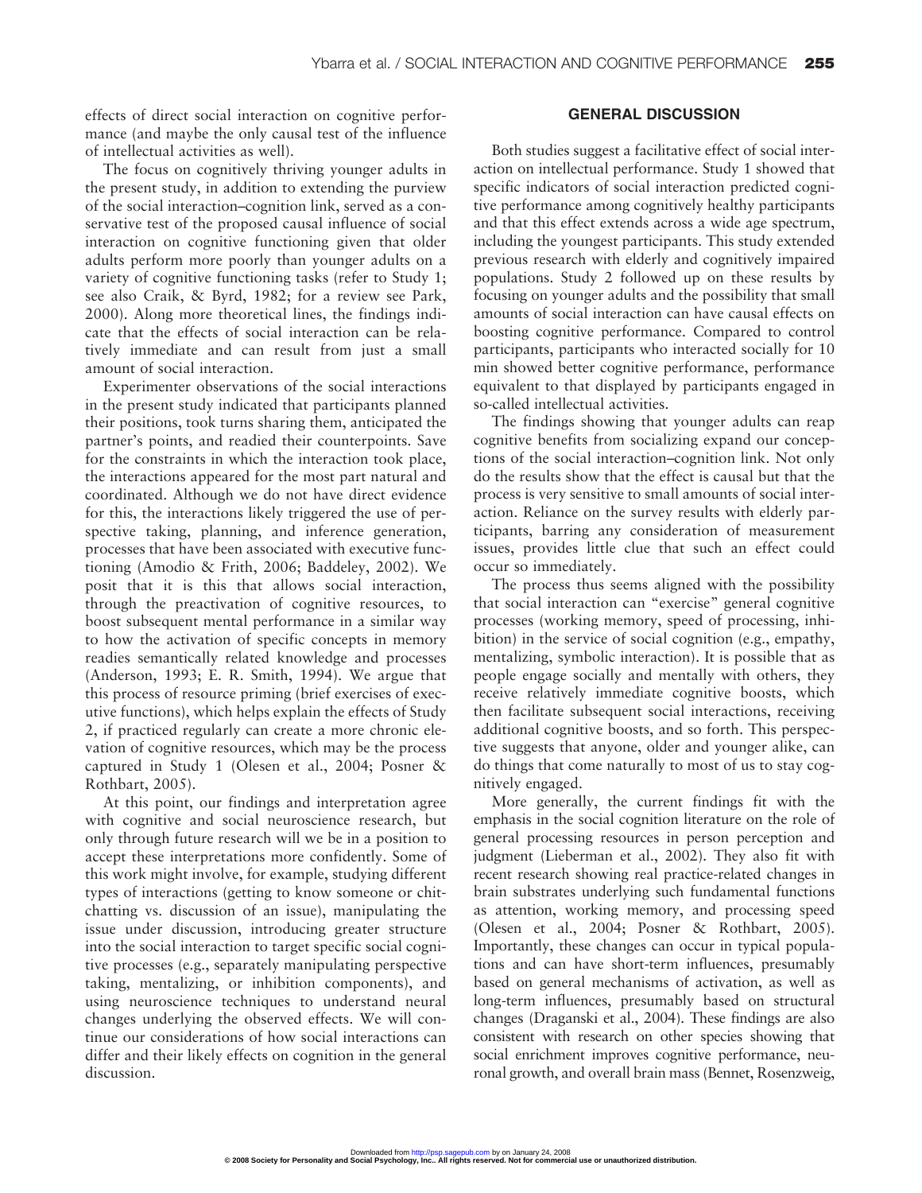effects of direct social interaction on cognitive performance (and maybe the only causal test of the influence of intellectual activities as well).

The focus on cognitively thriving younger adults in the present study, in addition to extending the purview of the social interaction–cognition link, served as a conservative test of the proposed causal influence of social interaction on cognitive functioning given that older adults perform more poorly than younger adults on a variety of cognitive functioning tasks (refer to Study 1; see also Craik, & Byrd, 1982; for a review see Park, 2000). Along more theoretical lines, the findings indicate that the effects of social interaction can be relatively immediate and can result from just a small amount of social interaction.

Experimenter observations of the social interactions in the present study indicated that participants planned their positions, took turns sharing them, anticipated the partner's points, and readied their counterpoints. Save for the constraints in which the interaction took place, the interactions appeared for the most part natural and coordinated. Although we do not have direct evidence for this, the interactions likely triggered the use of perspective taking, planning, and inference generation, processes that have been associated with executive functioning (Amodio & Frith, 2006; Baddeley, 2002). We posit that it is this that allows social interaction, through the preactivation of cognitive resources, to boost subsequent mental performance in a similar way to how the activation of specific concepts in memory readies semantically related knowledge and processes (Anderson, 1993; E. R. Smith, 1994). We argue that this process of resource priming (brief exercises of executive functions), which helps explain the effects of Study 2, if practiced regularly can create a more chronic elevation of cognitive resources, which may be the process captured in Study 1 (Olesen et al., 2004; Posner & Rothbart, 2005).

At this point, our findings and interpretation agree with cognitive and social neuroscience research, but only through future research will we be in a position to accept these interpretations more confidently. Some of this work might involve, for example, studying different types of interactions (getting to know someone or chitchatting vs. discussion of an issue), manipulating the issue under discussion, introducing greater structure into the social interaction to target specific social cognitive processes (e.g., separately manipulating perspective taking, mentalizing, or inhibition components), and using neuroscience techniques to understand neural changes underlying the observed effects. We will continue our considerations of how social interactions can differ and their likely effects on cognition in the general discussion.

## GENERAL DISCUSSION

Both studies suggest a facilitative effect of social interaction on intellectual performance. Study 1 showed that specific indicators of social interaction predicted cognitive performance among cognitively healthy participants and that this effect extends across a wide age spectrum, including the youngest participants. This study extended previous research with elderly and cognitively impaired populations. Study 2 followed up on these results by focusing on younger adults and the possibility that small amounts of social interaction can have causal effects on boosting cognitive performance. Compared to control participants, participants who interacted socially for 10 min showed better cognitive performance, performance equivalent to that displayed by participants engaged in so-called intellectual activities.

The findings showing that younger adults can reap cognitive benefits from socializing expand our conceptions of the social interaction–cognition link. Not only do the results show that the effect is causal but that the process is very sensitive to small amounts of social interaction. Reliance on the survey results with elderly participants, barring any consideration of measurement issues, provides little clue that such an effect could occur so immediately.

The process thus seems aligned with the possibility that social interaction can "exercise" general cognitive processes (working memory, speed of processing, inhibition) in the service of social cognition (e.g., empathy, mentalizing, symbolic interaction). It is possible that as people engage socially and mentally with others, they receive relatively immediate cognitive boosts, which then facilitate subsequent social interactions, receiving additional cognitive boosts, and so forth. This perspective suggests that anyone, older and younger alike, can do things that come naturally to most of us to stay cognitively engaged.

More generally, the current findings fit with the emphasis in the social cognition literature on the role of general processing resources in person perception and judgment (Lieberman et al., 2002). They also fit with recent research showing real practice-related changes in brain substrates underlying such fundamental functions as attention, working memory, and processing speed (Olesen et al., 2004; Posner & Rothbart, 2005). Importantly, these changes can occur in typical populations and can have short-term influences, presumably based on general mechanisms of activation, as well as long-term influences, presumably based on structural changes (Draganski et al., 2004). These findings are also consistent with research on other species showing that social enrichment improves cognitive performance, neuronal growth, and overall brain mass (Bennet, Rosenzweig,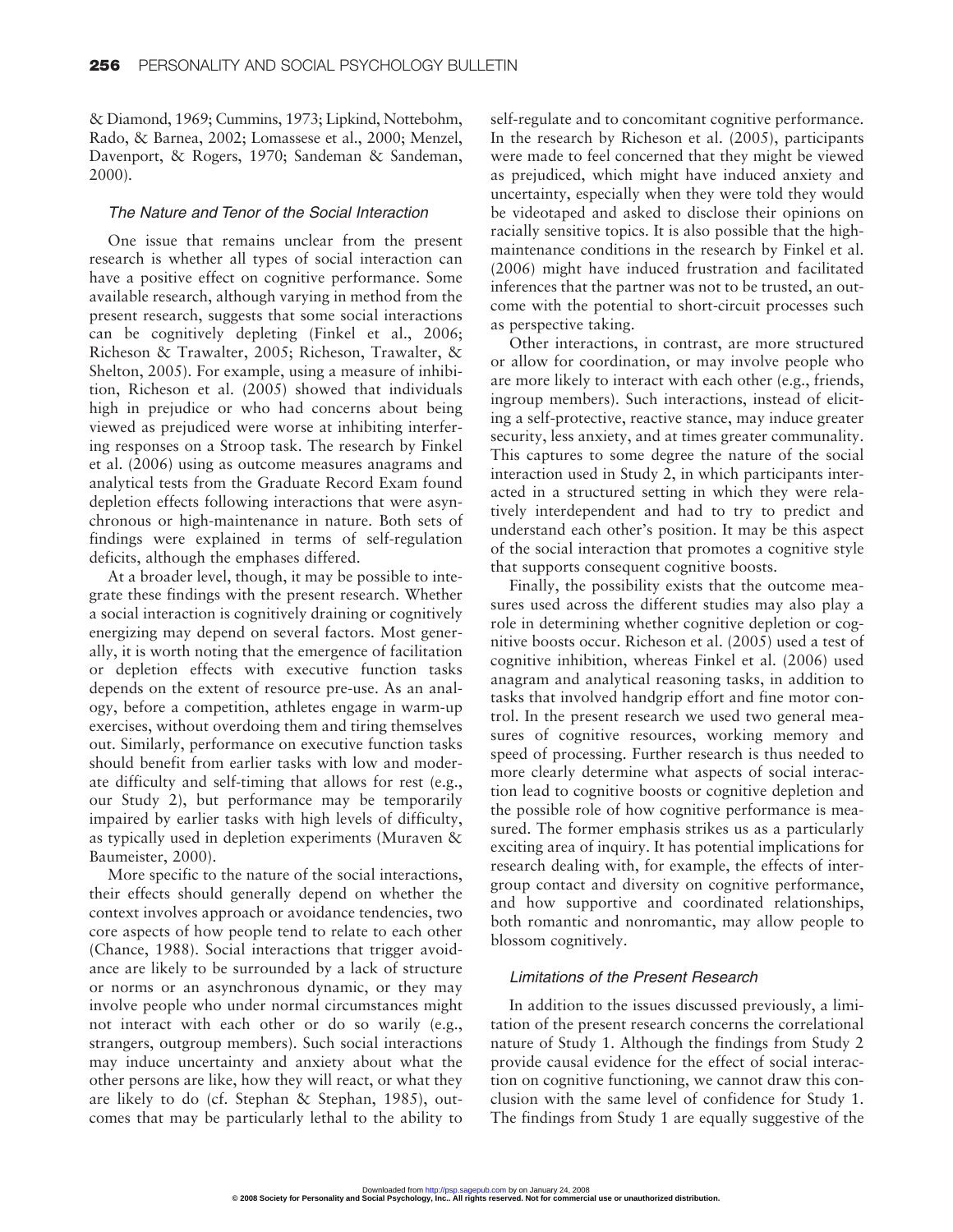& Diamond, 1969; Cummins, 1973; Lipkind, Nottebohm, Rado, & Barnea, 2002; Lomassese et al., 2000; Menzel, Davenport, & Rogers, 1970; Sandeman & Sandeman, 2000).

### *The Nature and Tenor of the Social Interaction*

One issue that remains unclear from the present research is whether all types of social interaction can have a positive effect on cognitive performance. Some available research, although varying in method from the present research, suggests that some social interactions can be cognitively depleting (Finkel et al., 2006; Richeson & Trawalter, 2005; Richeson, Trawalter, & Shelton, 2005). For example, using a measure of inhibition, Richeson et al. (2005) showed that individuals high in prejudice or who had concerns about being viewed as prejudiced were worse at inhibiting interfering responses on a Stroop task. The research by Finkel et al. (2006) using as outcome measures anagrams and analytical tests from the Graduate Record Exam found depletion effects following interactions that were asynchronous or high-maintenance in nature. Both sets of findings were explained in terms of self-regulation deficits, although the emphases differed.

At a broader level, though, it may be possible to integrate these findings with the present research. Whether a social interaction is cognitively draining or cognitively energizing may depend on several factors. Most generally, it is worth noting that the emergence of facilitation or depletion effects with executive function tasks depends on the extent of resource pre-use. As an analogy, before a competition, athletes engage in warm-up exercises, without overdoing them and tiring themselves out. Similarly, performance on executive function tasks should benefit from earlier tasks with low and moderate difficulty and self-timing that allows for rest (e.g., our Study 2), but performance may be temporarily impaired by earlier tasks with high levels of difficulty, as typically used in depletion experiments (Muraven & Baumeister, 2000).

More specific to the nature of the social interactions, their effects should generally depend on whether the context involves approach or avoidance tendencies, two core aspects of how people tend to relate to each other (Chance, 1988). Social interactions that trigger avoidance are likely to be surrounded by a lack of structure or norms or an asynchronous dynamic, or they may involve people who under normal circumstances might not interact with each other or do so warily (e.g., strangers, outgroup members). Such social interactions may induce uncertainty and anxiety about what the other persons are like, how they will react, or what they are likely to do (cf. Stephan & Stephan, 1985), outcomes that may be particularly lethal to the ability to self-regulate and to concomitant cognitive performance. In the research by Richeson et al. (2005), participants were made to feel concerned that they might be viewed as prejudiced, which might have induced anxiety and uncertainty, especially when they were told they would be videotaped and asked to disclose their opinions on racially sensitive topics. It is also possible that the high-maintenance conditions in the research by Finkel et al. (2006) might have induced frustration and facilitated inferences that the partner was not to be trusted, an outcome with the potential to short-circuit processes such as perspective taking.

Other interactions, in contrast, are more structured or allow for coordination, or may involve people who are more likely to interact with each other (e.g., friends, ingroup members). Such interactions, instead of eliciting a self-protective, reactive stance, may induce greater security, less anxiety, and at times greater communality. This captures to some degree the nature of the social interaction used in Study 2, in which participants interacted in a structured setting in which they were relatively interdependent and had to try to predict and understand each other's position. It may be this aspect of the social interaction that promotes a cognitive style that supports consequent cognitive boosts.

Finally, the possibility exists that the outcome measures used across the different studies may also play a role in determining whether cognitive depletion or cognitive boosts occur. Richeson et al. (2005) used a test of cognitive inhibition, whereas Finkel et al. (2006) used anagram and analytical reasoning tasks, in addition to tasks that involved handgrip effort and fine motor control. In the present research we used two general measures of cognitive resources, working memory and speed of processing. Further research is thus needed to more clearly determine what aspects of social interaction lead to cognitive boosts or cognitive depletion and the possible role of how cognitive performance is measured. The former emphasis strikes us as a particularly exciting area of inquiry. It has potential implications for research dealing with, for example, the effects of intergroup contact and diversity on cognitive performance, and how supportive and coordinated relationships, both romantic and nonromantic, may allow people to blossom cognitively.

### *Limitations of the Present Research*

In addition to the issues discussed previously, a limitation of the present research concerns the correlational nature of Study 1. Although the findings from Study 2 provide causal evidence for the effect of social interaction on cognitive functioning, we cannot draw this conclusion with the same level of confidence for Study 1. The findings from Study 1 are equally suggestive of the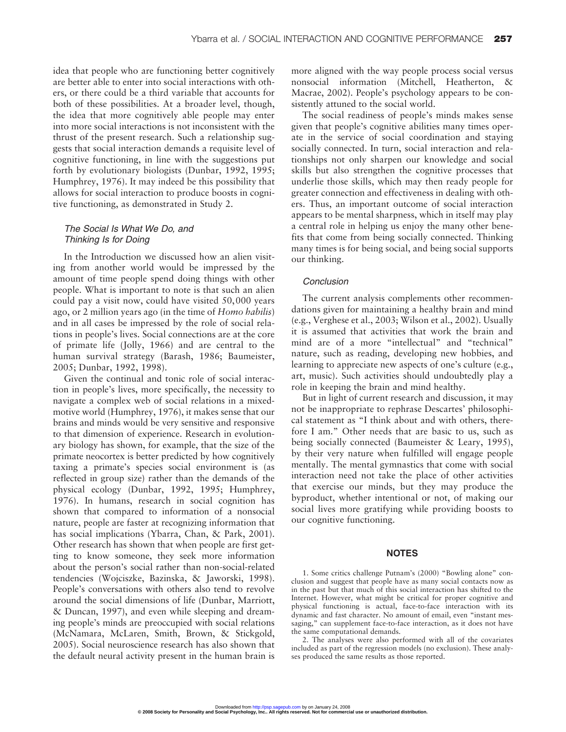idea that people who are functioning better cognitively are better able to enter into social interactions with others, or there could be a third variable that accounts for both of these possibilities. At a broader level, though, the idea that more cognitively able people may enter into more social interactions is not inconsistent with the thrust of the present research. Such a relationship suggests that social interaction demands a requisite level of cognitive functioning, in line with the suggestions put forth by evolutionary biologists (Dunbar, 1992, 1995; Humphrey, 1976). It may indeed be this possibility that allows for social interaction to produce boosts in cognitive functioning, as demonstrated in Study 2.

### *The Social Is What We Do, and Thinking Is for Doing*

In the Introduction we discussed how an alien visiting from another world would be impressed by the amount of time people spend doing things with other people. What is important to note is that such an alien could pay a visit now, could have visited 50,000 years ago, or 2 million years ago (in the time of *Homo habilis*) and in all cases be impressed by the role of social relations in people's lives. Social connections are at the core of primate life (Jolly, 1966) and are central to the human survival strategy (Barash, 1986; Baumeister, 2005; Dunbar, 1992, 1998).

Given the continual and tonic role of social interaction in people's lives, more specifically, the necessity to navigate a complex web of social relations in a mixed-motive world (Humphrey, 1976), it makes sense that our brains and minds would be very sensitive and responsive to that dimension of experience. Research in evolutionary biology has shown, for example, that the size of the primate neocortex is better predicted by how cognitively taxing a primate's species social environment is (as reflected in group size) rather than the demands of the physical ecology (Dunbar, 1992, 1995; Humphrey, 1976). In humans, research in social cognition has shown that compared to information of a nonsocial nature, people are faster at recognizing information that has social implications (Ybarra, Chan, & Park, 2001). Other research has shown that when people are first getting to know someone, they seek more information about the person's social rather than non-social-related tendencies (Wojciszke, Bazinska, & Jaworski, 1998). People's conversations with others also tend to revolve around the social dimensions of life (Dunbar, Marriott, & Duncan, 1997), and even while sleeping and dreaming people's minds are preoccupied with social relations (McNamara, McLaren, Smith, Brown, & Stickgold, 2005). Social neuroscience research has also shown that the default neural activity present in the human brain is more aligned with the way people process social versus nonsocial information (Mitchell, Heatherton, & Macrae, 2002). People's psychology appears to be consistently attuned to the social world.

The social readiness of people's minds makes sense given that people's cognitive abilities many times operate in the service of social coordination and staying socially connected. In turn, social interaction and relationships not only sharpen our knowledge and social skills but also strengthen the cognitive processes that underlie those skills, which may then ready people for greater connection and effectiveness in dealing with others. Thus, an important outcome of social interaction appears to be mental sharpness, which in itself may play a central role in helping us enjoy the many other benefits that come from being socially connected. Thinking many times is for being social, and being social supports our thinking.

### *Conclusion*

The current analysis complements other recommendations given for maintaining a healthy brain and mind (e.g., Verghese et al., 2003; Wilson et al., 2002). Usually it is assumed that activities that work the brain and mind are of a more "intellectual" and "technical" nature, such as reading, developing new hobbies, and learning to appreciate new aspects of one's culture (e.g., art, music). Such activities should undoubtedly play a role in keeping the brain and mind healthy.

But in light of current research and discussion, it may not be inappropriate to rephrase Descartes' philosophical statement as "I think about and with others, therefore I am." Other needs that are basic to us, such as being socially connected (Baumeister & Leary, 1995), by their very nature when fulfilled will engage people mentally. The mental gymnastics that come with social interaction need not take the place of other activities that exercise our minds, but they may produce the byproduct, whether intentional or not, of making our social lives more gratifying while providing boosts to our cognitive functioning.

## NOTES

1. Some critics challenge Putnam's (2000) "Bowling alone" conclusion and suggest that people have as many social contacts now as in the past but that much of this social interaction has shifted to the Internet. However, what might be critical for proper cognitive and physical functioning is actual, face-to-face interaction with its dynamic and fast character. No amount of email, even "instant messaging," can supplement face-to-face interaction, as it does not have the same computational demands.

2. The analyses were also performed with all of the covariates included as part of the regression models (no exclusion). These analyses produced the same results as those reported.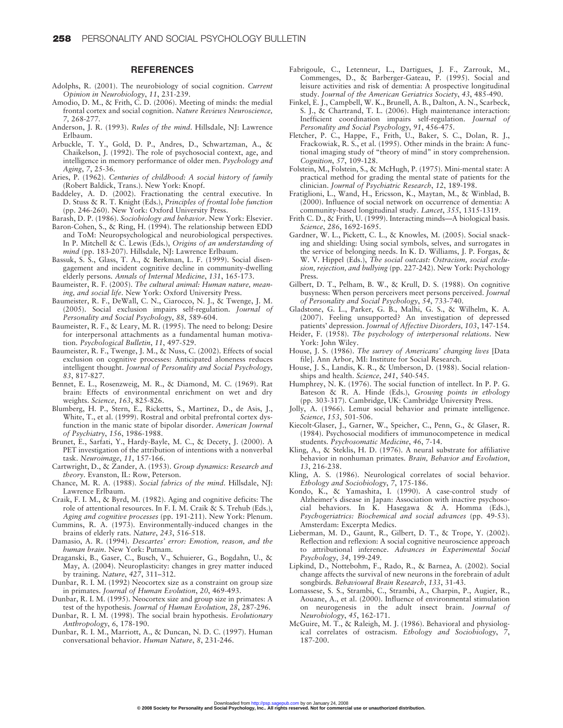## REFERENCES

Adolphs, R. (2001). The neurobiology of social cognition. *Current Opinion in Neurobiology*, *11*, 231-239.

Amodio, D. M., & Frith, C. D. (2006). Meeting of minds: the medial frontal cortex and social cognition. *Nature Reviews Neuroscience, 7,* 268-277.

Anderson, J. R. (1993). *Rules of the mind*. Hillsdale, NJ: Lawrence Erlbaum.

Arbuckle, T. Y., Gold, D. P., Andres, D., Schwartzman, A., & Chaikelson, J. (1992). The role of psychosocial context, age, and intelligence in memory performance of older men. *Psychology and Aging*, *7*, 25-36.

Aries, P. (1962). *Centuries of childhood: A social history of family* (Robert Baldick, Trans.). New York: Knopf.

Baddeley, A. D. (2002). Fractionating the central executive. In D. Stuss & R. T. Knight (Eds.), *Principles of frontal lobe function* (pp. 246-260). New York: Oxford University Press.

Barash, D. P. (1986). *Sociobiology and behavior*. New York: Elsevier.

Baron-Cohen, S., & Ring, H. (1994). The relationship between EDD and ToM: Neuropsychological and neurobiological perspectives. In P. Mitchell & C. Lewis (Eds.), *Origins of an understanding of mind* (pp. 183-207). Hillsdale, NJ: Lawrence Erlbaum.

Bassuk, S. S., Glass, T. A., & Berkman, L. F. (1999). Social disengagement and incident cognitive decline in community-dwelling elderly persons. *Annals of Internal Medicine*, *131*, 165-173.

Baumeister, R. F. (2005). *The cultural animal: Human nature, meaning, and social life*. New York: Oxford University Press.

Baumeister, R. F., DeWall, C. N., Ciarocco, N. J., & Twenge, J. M. (2005). Social exclusion impairs self-regulation. *Journal of Personality and Social Psychology*, *88*, 589-604.

Baumeister, R. F., & Leary, M. R. (1995). The need to belong: Desire for interpersonal attachments as a fundamental human motivation. *Psychological Bulletin*, *11*, 497-529.

Baumeister, R. F., Twenge, J. M., & Nuss, C. (2002). Effects of social exclusion on cognitive processes: Anticipated aloneness reduces intelligent thought. *Journal of Personality and Social Psychology, 83*, 817-827.

Bennet, E. L., Rosenzweig, M. R., & Diamond, M. C. (1969). Rat brain: Effects of environmental enrichment on wet and dry weights. *Science*, *163*, 825-826.

Blumberg, H. P., Stern, E., Ricketts, S., Martinez, D., de Asis, J., White, T., et al. (1999). Rostral and orbital prefrontal cortex dysfunction in the manic state of bipolar disorder. *American Journal of Psychiatry*, *156*, 1986-1988.

Brunet, E., Sarfati, Y., Hardy-Bayle, M. C., & Decety, J. (2000). A PET investigation of the attribution of intentions with a nonverbal task. *Neuroimage*, *11*, 157-166.

Cartwright, D., & Zander, A. (1953). *Group dynamics: Research and theory*. Evanston, IL: Row, Peterson.

Chance, M. R. A. (1988). *Social fabrics of the mind*. Hillsdale, NJ: Lawrence Erlbaum.

Craik, F. I. M., & Byrd, M. (1982). Aging and cognitive deficits: The role of attentional resources. In F. I. M. Craik & S. Trehub (Eds.), *Aging and cognitive processes* (pp. 191-211). New York: Plenum.

Cummins, R. A. (1973). Environmentally-induced changes in the brains of elderly rats. *Nature*, *243*, 516-518.

Damasio, A. R. (1994). *Descartes' error: Emotion, reason, and the human brain*. New York: Putnam.

Draganski, B., Gaser, C., Busch, V., Schuierer, G., Bogdahn, U., & May, A. (2004). Neuroplasticity: changes in grey matter induced by training. *Nature*, *427*, 311–312.

Dunbar, R. I. M. (1992) Neocortex size as a constraint on group size in primates. *Journal of Human Evolution*, *20*, 469-493.

Dunbar, R. I. M. (1995). Neocortex size and group size in primates: A test of the hypothesis. *Journal of Human Evolution*, *28*, 287-296.

Dunbar, R. I. M. (1998). The social brain hypothesis. *Evolutionary Anthropology*, *6*, 178-190.

Dunbar, R. I. M., Marriott, A., & Duncan, N. D. C. (1997). Human conversational behavior. *Human Nature*, *8*, 231-246.

Fabrigoule, C., Letenneur, L., Dartigues, J. F., Zarrouk, M., Commenges, D., & Barberger-Gateau, P. (1995). Social and leisure activities and risk of dementia: A prospective longitudinal study. *Journal of the American Geriatrics Society*, *43*, 485-490.

Finkel, E. J., Campbell, W. K., Brunell, A. B., Dalton, A. N., Scarbeck, S. J., & Chartrand, T. L. (2006). High maintenance interaction: Inefficient coordination impairs self-regulation. *Journal of Personality and Social Psychology*, *91*, 456-475.

Fletcher, P. C., Happe, F., Frith, U., Baker, S. C., Dolan, R. J., Frackowiak, R. S., et al. (1995). Other minds in the brain: A functional imaging study of "theory of mind" in story comprehension. *Cognition*, *57*, 109-128.

Folstein, M., Folstein, S., & McHugh, P. (1975). Mini-mental state: A practical method for grading the mental state of patients for the clinician. *Journal of Psychiatric Research*, *12*, 189-198.

Fratiglioni, L., Wand, H., Ericsson, K., Maytan, M., & Winblad, B. (2000). Influence of social network on occurrence of dementia: A community-based longitudinal study. *Lancet*, *355*, 1315-1319.

Frith C. D., & Frith, U. (1999). Interacting minds—A biological basis. *Science*, *286*, 1692-1695.

Gardner, W. L., Pickett, C. L., & Knowles, M. (2005). Social snacking and shielding: Using social symbols, selves, and surrogates in the service of belonging needs. In K. D. Williams, J. P. Forgas, & W. V. Hippel (Eds.), *The social outcast: Ostracism, social exclusion, rejection, and bullying* (pp. 227-242). New York: Psychology Press.

Gilbert, D. T., Pelham, B. W., & Krull, D. S. (1988). On cognitive busyness: When person perceivers meet persons perceived. *Journal of Personality and Social Psychology*, *54*, 733-740.

Gladstone, G. L., Parker, G. B., Malhi, G. S., & Wilhelm, K. A. (2007). Feeling unsupported? An investigation of depressed patients' depression. *Journal of Affective Disorders, 103*, 147-154.

Heider, F. (1958). *The psychology of interpersonal relations*. New York: John Wiley.

House, J. S. (1986). *The survey of Americans' changing lives* [Data file]. Ann Arbor, MI: Institute for Social Research.

House, J. S., Landis, K. R., & Umberson, D. (1988). Social relationships and health. *Science*, *241*, 540-545.

Humphrey, N. K. (1976). The social function of intellect. In P. P. G. Bateson & R. A. Hinde (Eds.), *Growing points in ethology* (pp. 303-317). Cambridge, UK: Cambridge University Press.

Jolly, A. (1966). Lemur social behavior and primate intelligence. *Science*, *153*, 501-506.

Kiecolt-Glaser, J., Garner, W., Speicher, C., Penn, G., & Glaser, R. (1984). Psychosocial modifiers of immunocompetence in medical students. *Psychosomatic Medicine*, *46*, 7-14.

Kling, A., & Steklis, H. D. (1976). A neural substrate for affiliative behavior in nonhuman primates. *Brain, Behavior and Evolution*, *13*, 216-238.

Kling, A. S. (1986). Neurological correlates of social behavior. *Ethology and Sociobiology*, *7*, 175-186.

Kondo, K., & Yamashita, I. (1990). A case-control study of Alzheimer's disease in Japan: Association with inactive psychosocial behaviors. In K. Hasegawa & A. Homma (Eds.), *Psychogeriatrics: Biochemical and social advances* (pp. 49-53). Amsterdam: Excerpta Medics.

Lieberman, M. D., Gaunt, R., Gilbert, D. T., & Trope, Y. (2002). Reflection and reflexion: A social cognitive neuroscience approach to attributional inference. *Advances in Experimental Social Psychology*, *34*, 199-249.

Lipkind, D., Nottebohm, F., Rado, R., & Barnea, A. (2002). Social change affects the survival of new neurons in the forebrain of adult songbirds. *Behavioural Brain Research*, *133*, 31-43.

Lomassese, S. S., Strambi, C., Strambi, A., Charpin, P., Augier, R., Aouane, A., et al. (2000). Influence of environmental stimulation on neurogenesis in the adult insect brain. *Journal of Neurobiology*, *45*, 162-171.

McGuire, M. T., & Raleigh, M. J. (1986). Behavioral and physiological correlates of ostracism. *Ethology and Sociobiology*, *7*, 187-200.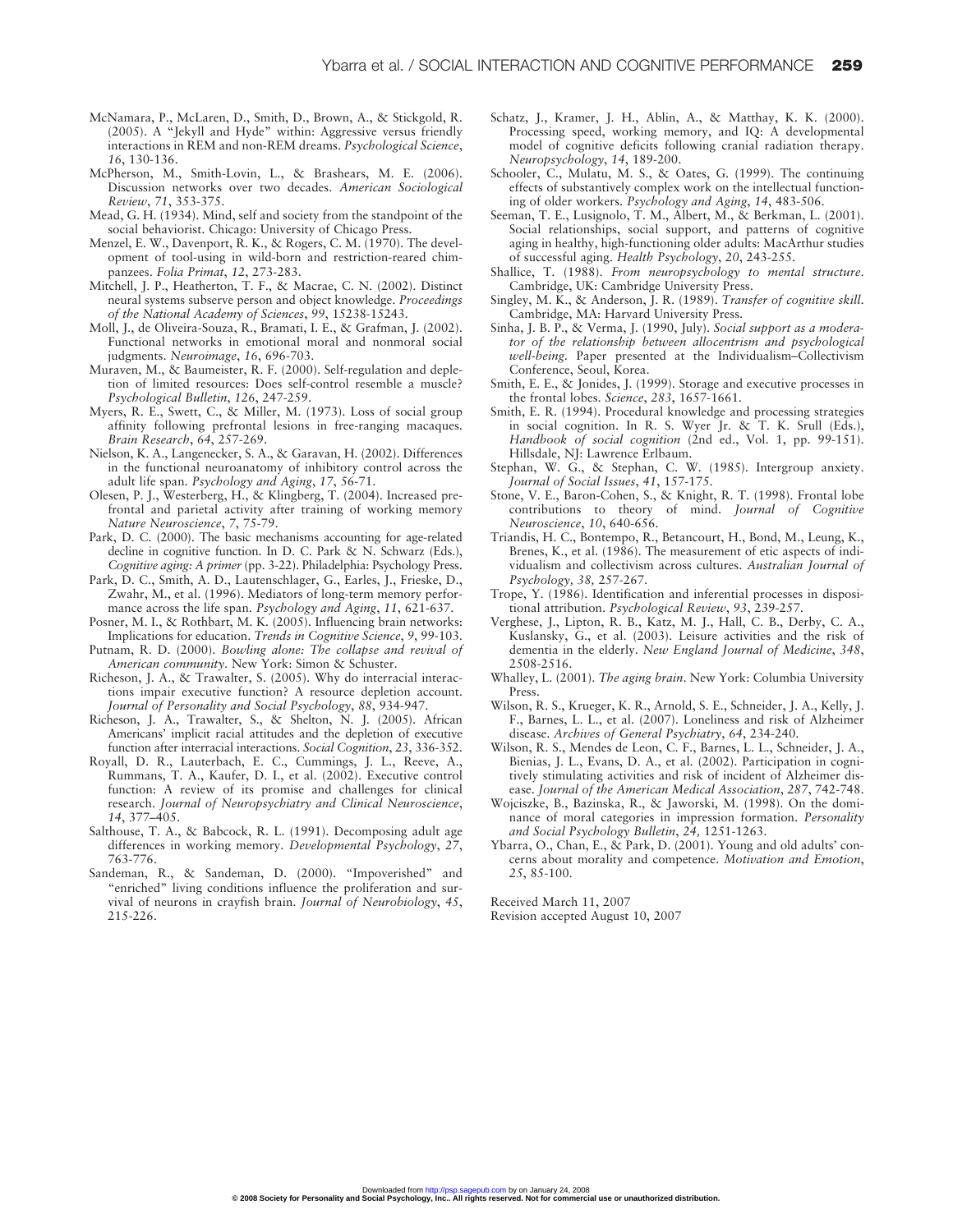McNamara, P., McLaren, D., Smith, D., Brown, A., & Stickgold, R. (2005). A "Jekyll and Hyde" within: Aggressive versus friendly interactions in REM and non-REM dreams. *Psychological Science*, *16*, 130-136.

McPherson, M., Smith-Lovin, L., & Brashears, M. E. (2006). Discussion networks over two decades. *American Sociological Review*, *71*, 353-375.

Mead, G. H. (1934). Mind, self and society from the standpoint of the social behaviorist. Chicago: University of Chicago Press.

Menzel, E. W., Davenport, R. K., & Rogers, C. M. (1970). The development of tool-using in wild-born and restriction-reared chimpanzees. *Folia Primat*, *12*, 273-283.

Mitchell, J. P., Heatherton, T. F., & Macrae, C. N. (2002). Distinct neural systems subserve person and object knowledge. *Proceedings of the National Academy of Sciences*, *99*, 15238-15243.

Moll, J., de Oliveira-Souza, R., Bramati, I. E., & Grafman, J. (2002). Functional networks in emotional moral and nonmoral social judgments. *Neuroimage*, *16*, 696-703.

Muraven, M., & Baumeister, R. F. (2000). Self-regulation and depletion of limited resources: Does self-control resemble a muscle? *Psychological Bulletin*, *126*, 247-259.

Myers, R. E., Swett, C., & Miller, M. (1973). Loss of social group affinity following prefrontal lesions in free-ranging macaques. *Brain Research*, *64*, 257-269.

Nielson, K. A., Langenecker, S. A., & Garavan, H. (2002). Differences in the functional neuroanatomy of inhibitory control across the adult life span. *Psychology and Aging*, *17*, 56-71.

Olesen, P. J., Westerberg, H., & Klingberg, T. (2004). Increased prefrontal and parietal activity after training of working memory *Nature Neuroscience*, *7*, 75-79.

Park, D. C. (2000). The basic mechanisms accounting for age-related decline in cognitive function. In D. C. Park & N. Schwarz (Eds.), *Cognitive aging: A primer* (pp. 3-22). Philadelphia: Psychology Press.

Park, D. C., Smith, A. D., Lautenschlager, G., Earles, J., Frieske, D., Zwahr, M., et al. (1996). Mediators of long-term memory performance across the life span. *Psychology and Aging*, *11*, 621-637.

Posner, M. I., & Rothbart, M. K. (2005). Influencing brain networks: Implications for education. *Trends in Cognitive Science*, *9*, 99-103.

Putnam, R. D. (2000). *Bowling alone: The collapse and revival of American community*. New York: Simon & Schuster.

Richeson, J. A., & Trawalter, S. (2005). Why do interracial interactions impair executive function? A resource depletion account. *Journal of Personality and Social Psychology*, *88*, 934-947.

Richeson, J. A., Trawalter, S., & Shelton, N. J. (2005). African Americans' implicit racial attitudes and the depletion of executive function after interracial interactions. *Social Cognition*, *23*, 336-352.

Royall, D. R., Lauterbach, E. C., Cummings, J. L., Reeve, A., Rummans, T. A., Kaufer, D. I., et al. (2002). Executive control function: A review of its promise and challenges for clinical research. *Journal of Neuropsychiatry and Clinical Neuroscience*, *14*, 377–405.

Salthouse, T. A., & Babcock, R. L. (1991). Decomposing adult age differences in working memory. *Developmental Psychology*, *27*, 763-776.

Sandeman, R., & Sandeman, D. (2000). "Impoverished" and "enriched" living conditions influence the proliferation and survival of neurons in crayfish brain. *Journal of Neurobiology*, *45*, 215-226.

Schatz, J., Kramer, J. H., Ablin, A., & Matthay, K. K. (2000). Processing speed, working memory, and IQ: A developmental model of cognitive deficits following cranial radiation therapy. *Neuropsychology*, *14*, 189-200.

Schooler, C., Mulatu, M. S., & Oates, G. (1999). The continuing effects of substantively complex work on the intellectual functioning of older workers. *Psychology and Aging*, *14*, 483-506.

Seeman, T. E., Lusignolo, T. M., Albert, M., & Berkman, L. (2001). Social relationships, social support, and patterns of cognitive aging in healthy, high-functioning older adults: MacArthur studies of successful aging. *Health Psychology*, *20*, 243-255.

Shallice, T. (1988). *From neuropsychology to mental structure*. Cambridge, UK: Cambridge University Press.

Singley, M. K., & Anderson, J. R. (1989). *Transfer of cognitive skill*. Cambridge, MA: Harvard University Press.

Sinha, J. B. P., & Verma, J. (1990, July). *Social support as a moderator of the relationship between allocentrism and psychological well-being.* Paper presented at the Individualism–Collectivism Conference, Seoul, Korea.

Smith, E. E., & Jonides, J. (1999). Storage and executive processes in the frontal lobes. *Science*, *283*, 1657-1661.

Smith, E. R. (1994). Procedural knowledge and processing strategies in social cognition. In R. S. Wyer Jr. & T. K. Srull (Eds.), *Handbook of social cognition* (2nd ed., Vol. 1, pp. 99-151). Hillsdale, NJ: Lawrence Erlbaum.

Stephan, W. G., & Stephan, C. W. (1985). Intergroup anxiety. *Journal of Social Issues*, *41*, 157-175.

Stone, V. E., Baron-Cohen, S., & Knight, R. T. (1998). Frontal lobe contributions to theory of mind. *Journal of Cognitive Neuroscience*, *10*, 640-656.

Triandis, H. C., Bontempo, R., Betancourt, H., Bond, M., Leung, K., Brenes, K., et al. (1986). The measurement of etic aspects of individualism and collectivism across cultures. *Australian Journal of Psychology, 38,* 257-267.

Trope, Y. (1986). Identification and inferential processes in dispositional attribution. *Psychological Review*, *93*, 239-257.

Verghese, J., Lipton, R. B., Katz, M. J., Hall, C. B., Derby, C. A., Kuslansky, G., et al. (2003). Leisure activities and the risk of dementia in the elderly. *New England Journal of Medicine*, *348*, 2508-2516.

Whalley, L. (2001). *The aging brain*. New York: Columbia University Press.

Wilson, R. S., Krueger, K. R., Arnold, S. E., Schneider, J. A., Kelly, J. F., Barnes, L. L., et al. (2007). Loneliness and risk of Alzheimer disease. *Archives of General Psychiatry*, *64*, 234-240.

Wilson, R. S., Mendes de Leon, C. F., Barnes, L. L., Schneider, J. A., Bienias, J. L., Evans, D. A., et al. (2002). Participation in cognitively stimulating activities and risk of incident of Alzheimer disease. *Journal of the American Medical Association*, *287*, 742-748.

Wojciszke, B., Bazinska, R., & Jaworski, M. (1998). On the dominance of moral categories in impression formation. *Personality and Social Psychology Bulletin*, *24,* 1251-1263.

Ybarra, O., Chan, E., & Park, D. (2001). Young and old adults' concerns about morality and competence. *Motivation and Emotion*, *25*, 85-100.

Received March 11, 2007
Revision accepted August 10, 2007